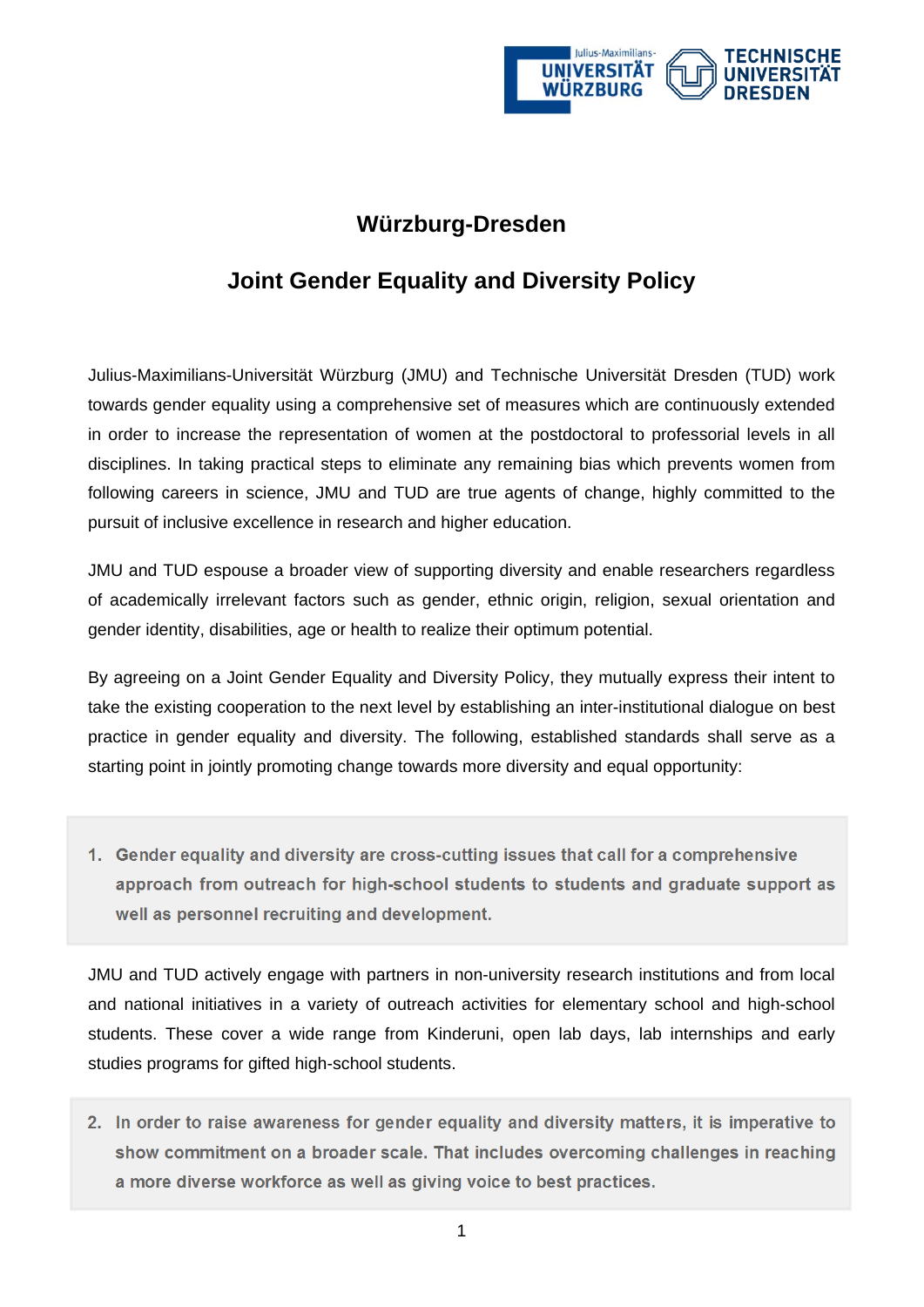# Würzburg-Dresden

## Joint Gender Equality and Diversity Policy

Julius-Maximilians-Universität Würzburg (JMU) and Technische Universität Dresden (TUD) work towards gender equality using a comprehensive set of measures which are continuously extended in order to increase the representation of women at the postdoctoral to professorial levels in all disciplines. In taking practical steps to eliminate any remaining bias which prevents women from following careers in science, JMU and TUD are true agents of change, highly committed to the pursuit of inclusive excellence in research and higher education.

JMU and TUD espouse a broader view of supporting diversity and enable researchers regardless of academically irrelevant factors such as gender, ethnic origin, religion, sexual orientation and gender identity, disabilities, age or health to realize their optimum potential.

By agreeing on a Joint Gender Equality and Diversity Policy, they mutually express their intent to take the existing cooperation to the next level by establishing an inter-institutional dialogue on best practice in gender equality and diversity. The following, established standards shall serve as a starting point in jointly promoting change towards more diversity and equal opportunity:

1. **Gender equality and diversity are cross-cutting issues that call for a comprehensive approach from outreach for high-school students to students and graduate support as well as personnel recruiting and development.**

JMU and TUD actively engage with partners in non-university research institutions and from local and national initiatives in a variety of outreach activities for elementary school and high-school students. These cover a wide range from Kinderuni, open lab days, lab internships and early studies programs for gifted high-school students.

2. **In order to raise awareness for gender equality and diversity matters, it is imperative to show commitment on a broader scale. That includes overcoming challenges in reaching a more diverse workforce as well as giving voice to best practices.**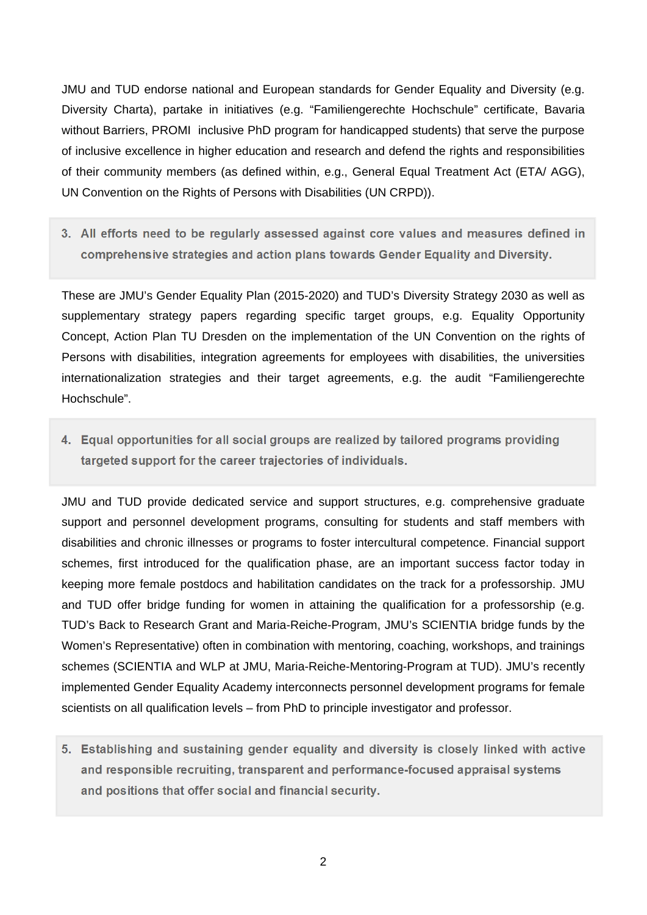JMU and TUD endorse national and European standards for Gender Equality and Diversity (e.g. Diversity Charta), partake in initiatives (e.g. "Familiengerechte Hochschule" certificate, Bavaria without Barriers, PROMI inclusive PhD program for handicapped students) that serve the purpose of inclusive excellence in higher education and research and defend the rights and responsibilities of their community members (as defined within, e.g., General Equal Treatment Act (ETA/ AGG), UN Convention on the Rights of Persons with Disabilities (UN CRPD)).

3. **All efforts need to be regularly assessed against core values and measures defined in comprehensive strategies and action plans towards Gender Equality and Diversity.**

These are JMU's Gender Equality Plan (2015-2020) and TUD's Diversity Strategy 2030 as well as supplementary strategy papers regarding specific target groups, e.g. Equality Opportunity Concept, Action Plan TU Dresden on the implementation of the UN Convention on the rights of Persons with disabilities, integration agreements for employees with disabilities, the universities internationalization strategies and their target agreements, e.g. the audit "Familiengerechte Hochschule".

4. **Equal opportunities for all social groups are realized by tailored programs providing targeted support for the career trajectories of individuals.**

JMU and TUD provide dedicated service and support structures, e.g. comprehensive graduate support and personnel development programs, consulting for students and staff members with disabilities and chronic illnesses or programs to foster intercultural competence. Financial support schemes, first introduced for the qualification phase, are an important success factor today in keeping more female postdocs and habilitation candidates on the track for a professorship. JMU and TUD offer bridge funding for women in attaining the qualification for a professorship (e.g. TUD's Back to Research Grant and Maria-Reiche-Program, JMU's SCIENTIA bridge funds by the Women's Representative) often in combination with mentoring, coaching, workshops, and trainings schemes (SCIENTIA and WLP at JMU, Maria-Reiche-Mentoring-Program at TUD). JMU's recently implemented Gender Equality Academy interconnects personnel development programs for female scientists on all qualification levels – from PhD to principle investigator and professor.

5. **Establishing and sustaining gender equality and diversity is closely linked with active and responsible recruiting, transparent and performance-focused appraisal systems and positions that offer social and financial security.**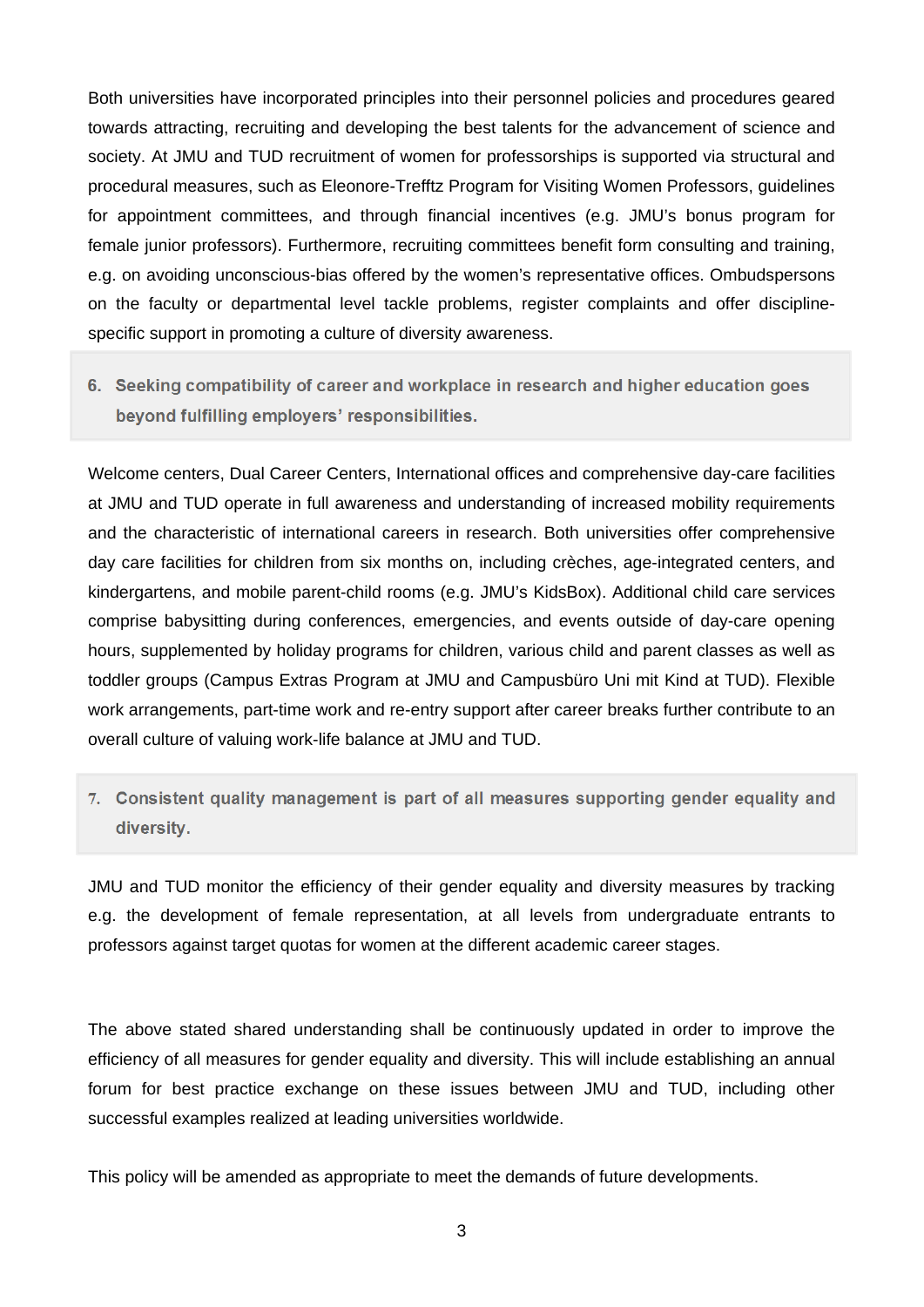Both universities have incorporated principles into their personnel policies and procedures geared towards attracting, recruiting and developing the best talents for the advancement of science and society. At JMU and TUD recruitment of women for professorships is supported via structural and procedural measures, such as Eleonore-Trefftz Program for Visiting Women Professors, guidelines for appointment committees, and through financial incentives (e.g. JMU's bonus program for female junior professors). Furthermore, recruiting committees benefit form consulting and training, e.g. on avoiding unconscious-bias offered by the women's representative offices. Ombudspersons on the faculty or departmental level tackle problems, register complaints and offer discipline-specific support in promoting a culture of diversity awareness.

### 6. Seeking compatibility of career and workplace in research and higher education goes beyond fulfilling employers' responsibilities.

Welcome centers, Dual Career Centers, International offices and comprehensive day-care facilities at JMU and TUD operate in full awareness and understanding of increased mobility requirements and the characteristic of international careers in research. Both universities offer comprehensive day care facilities for children from six months on, including crèches, age-integrated centers, and kindergartens, and mobile parent-child rooms (e.g. JMU's KidsBox). Additional child care services comprise babysitting during conferences, emergencies, and events outside of day-care opening hours, supplemented by holiday programs for children, various child and parent classes as well as toddler groups (Campus Extras Program at JMU and Campusbüro Uni mit Kind at TUD). Flexible work arrangements, part-time work and re-entry support after career breaks further contribute to an overall culture of valuing work-life balance at JMU and TUD.

### 7. Consistent quality management is part of all measures supporting gender equality and diversity.

JMU and TUD monitor the efficiency of their gender equality and diversity measures by tracking e.g. the development of female representation, at all levels from undergraduate entrants to professors against target quotas for women at the different academic career stages.

The above stated shared understanding shall be continuously updated in order to improve the efficiency of all measures for gender equality and diversity. This will include establishing an annual forum for best practice exchange on these issues between JMU and TUD, including other successful examples realized at leading universities worldwide.

This policy will be amended as appropriate to meet the demands of future developments.